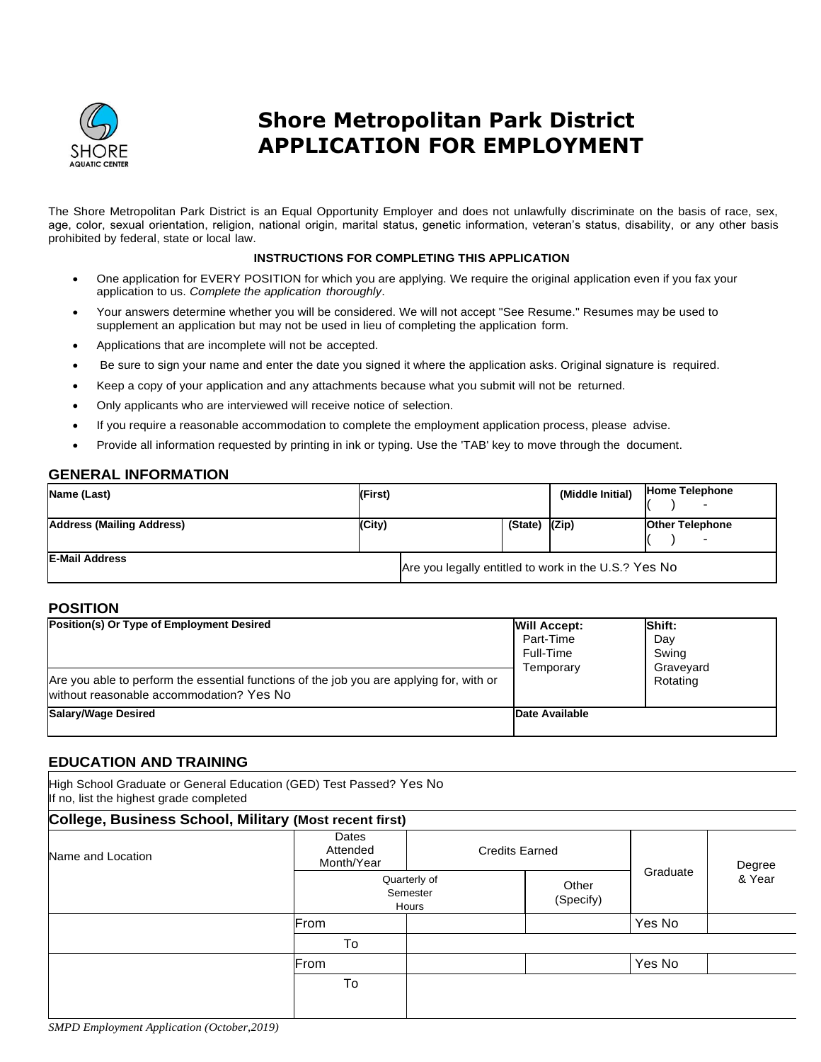# Shore Metropolitan Park District
# APPLICATION FOR EMPLOYMENT

The Shore Metropolitan Park District is an Equal Opportunity Employer and does not unlawfully discriminate on the basis of race, sex, age, color, sexual orientation, religion, national origin, marital status, genetic information, veteran's status, disability, or any other basis prohibited by federal, state or local law.

**INSTRUCTIONS FOR COMPLETING THIS APPLICATION**

- One application for EVERY POSITION for which you are applying. We require the original application even if you fax your application to us. *Complete the application thoroughly*.
- Your answers determine whether you will be considered. We will not accept "See Resume." Resumes may be used to supplement an application but may not be used in lieu of completing the application form.
- Applications that are incomplete will not be accepted.
- Be sure to sign your name and enter the date you signed it where the application asks. Original signature is required.
- Keep a copy of your application and any attachments because what you submit will not be returned.
- Only applicants who are interviewed will receive notice of selection.
- If you require a reasonable accommodation to complete the employment application process, please advise.
- Provide all information requested by printing in ink or typing. Use the 'TAB' key to move through the document.

## GENERAL INFORMATION

| **Name (Last)** | **(First)** | | **(Middle Initial)** | **Home Telephone** ( ) - |
|---|---|---|---|---|
| **Address (Mailing Address)** | **(City)** | **(State)** | **(Zip)** | **Other Telephone** ( ) - |
| **E-Mail Address** | Are you legally entitled to work in the U.S.? Yes No | | | |

## POSITION

| **Position(s) Or Type of Employment Desired** | **Will Accept:** Part-Time Full-Time Temporary | **Shift:** Day Swing Graveyard Rotating |
|---|---|---|
| Are you able to perform the essential functions of the job you are applying for, with or without reasonable accommodation? Yes No | | |
| **Salary/Wage Desired** | **Date Available** | |

## EDUCATION AND TRAINING

High School Graduate or General Education (GED) Test Passed? Yes No
If no, list the highest grade completed

**College, Business School, Military (Most recent first)**

| Name and Location | Dates Attended Month/Year | Credits Earned | | Graduate | Degree & Year |
|---|---|---|---|---|---|
| | Quarterly of Semester Hours | | Other (Specify) | | |
| | From | | | Yes No | |
| | To | | | | |
| | From | | | Yes No | |
| | To | | | | |

*SMPD Employment Application (October,2019)*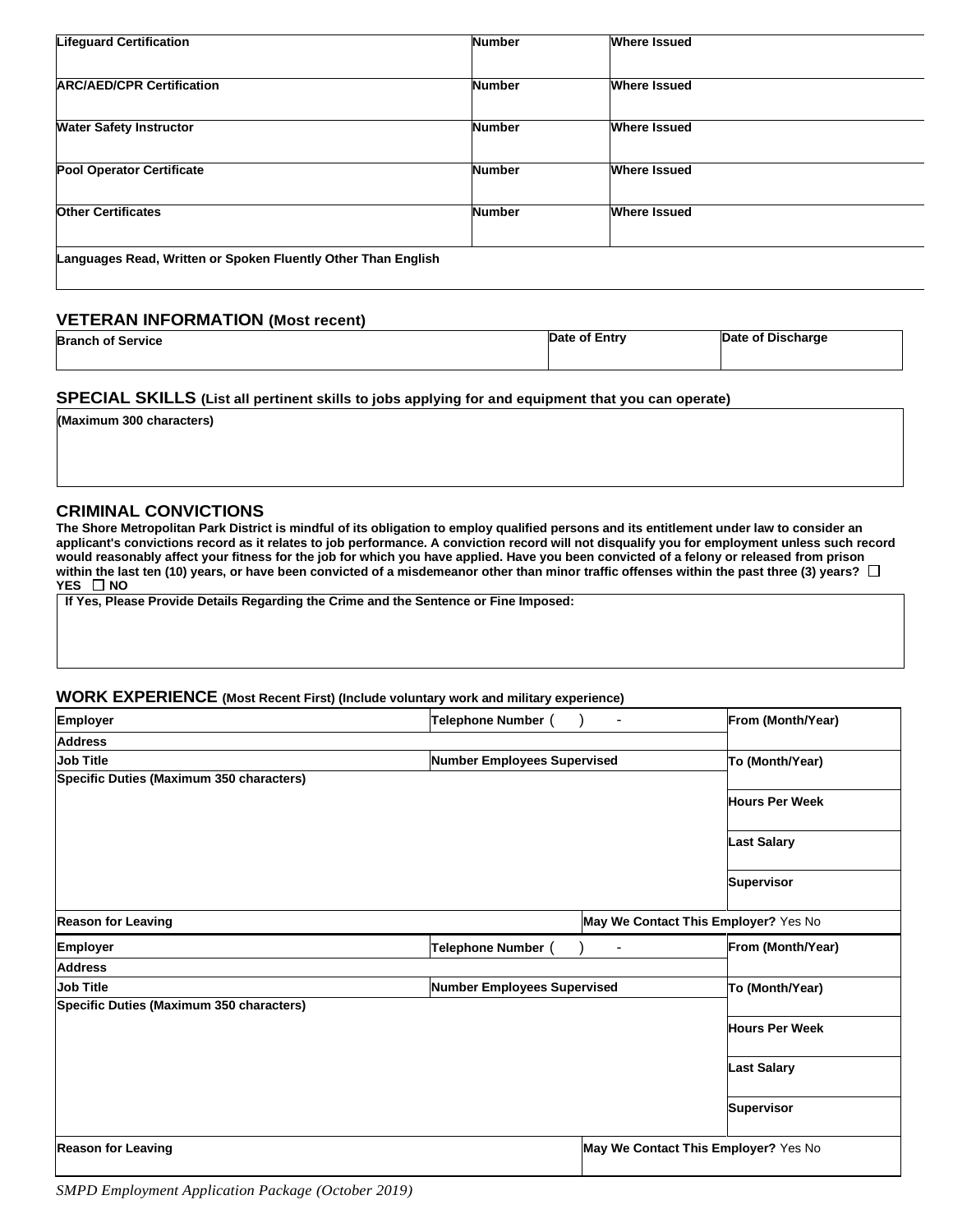| Lifeguard Certification | Number | Where Issued |
|---|---|---|
| ARC/AED/CPR Certification | Number | Where Issued |
| Water Safety Instructor | Number | Where Issued |
| Pool Operator Certificate | Number | Where Issued |
| Other Certificates | Number | Where Issued |
| Languages Read, Written or Spoken Fluently Other Than English | | |

## VETERAN INFORMATION (Most recent)

| Branch of Service | Date of Entry | Date of Discharge |
|---|---|---|
| | | |

## SPECIAL SKILLS (List all pertinent skills to jobs applying for and equipment that you can operate)

(Maximum 300 characters)

## CRIMINAL CONVICTIONS

**The Shore Metropolitan Park District is mindful of its obligation to employ qualified persons and its entitlement under law to consider an applicant's convictions record as it relates to job performance. A conviction record will not disqualify you for employment unless such record would reasonably affect your fitness for the job for which you have applied. Have you been convicted of a felony or released from prison within the last ten (10) years, or have been convicted of a misdemeanor other than minor traffic offenses within the past three (3) years? ☐ YES ☐ NO**

**If Yes, Please Provide Details Regarding the Crime and the Sentence or Fine Imposed:**

## WORK EXPERIENCE (Most Recent First) (Include voluntary work and military experience)

| Employer | Telephone Number ( ) - | From (Month/Year) |
|---|---|---|
| Address | | |
| Job Title | Number Employees Supervised | To (Month/Year) |
| Specific Duties (Maximum 350 characters) | | Hours Per Week |
| | | Last Salary |
| | | Supervisor |
| Reason for Leaving | May We Contact This Employer? Yes No | |

| Employer | Telephone Number ( ) - | From (Month/Year) |
|---|---|---|
| Address | | |
| Job Title | Number Employees Supervised | To (Month/Year) |
| Specific Duties (Maximum 350 characters) | | Hours Per Week |
| | | Last Salary |
| | | Supervisor |
| Reason for Leaving | May We Contact This Employer? Yes No | |

*SMPD Employment Application Package (October 2019)*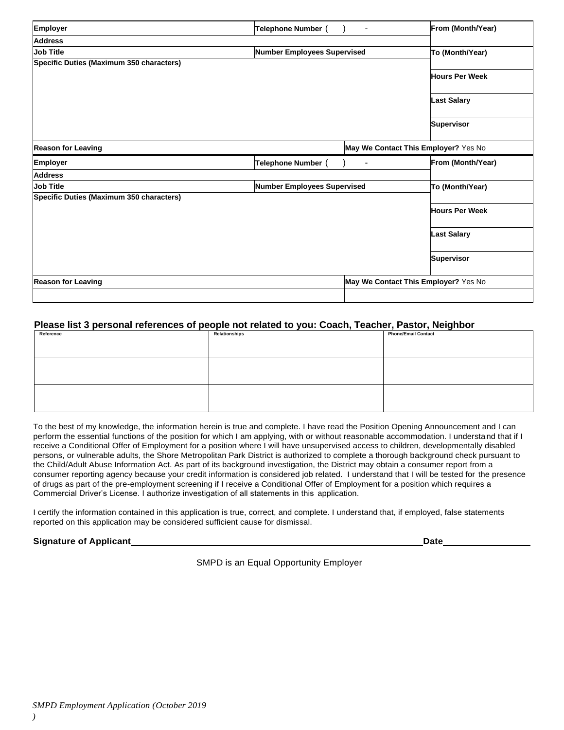| Employer | Telephone Number ( ) - | | From (Month/Year) |
|---|---|---|---|
| Address | | | |
| Job Title | Number Employees Supervised | | To (Month/Year) |
| Specific Duties (Maximum 350 characters) | | | Hours Per Week |
| | | | Last Salary |
| | | | Supervisor |
| Reason for Leaving | | May We Contact This Employer? Yes No | |

| Employer | Telephone Number ( ) - | | From (Month/Year) |
|---|---|---|---|
| Address | | | |
| Job Title | Number Employees Supervised | | To (Month/Year) |
| Specific Duties (Maximum 350 characters) | | | Hours Per Week |
| | | | Last Salary |
| | | | Supervisor |
| Reason for Leaving | | May We Contact This Employer? Yes No | |
| | | | |

**Please list 3 personal references of people not related to you: Coach, Teacher, Pastor, Neighbor**

| Reference | Relationships | Phone/Email Contact |
|---|---|---|
| | | |
| | | |
| | | |

To the best of my knowledge, the information herein is true and complete. I have read the Position Opening Announcement and I can perform the essential functions of the position for which I am applying, with or without reasonable accommodation. I understand that if I receive a Conditional Offer of Employment for a position where I will have unsupervised access to children, developmentally disabled persons, or vulnerable adults, the Shore Metropolitan Park District is authorized to complete a thorough background check pursuant to the Child/Adult Abuse Information Act. As part of its background investigation, the District may obtain a consumer report from a consumer reporting agency because your credit information is considered job related. I understand that I will be tested for the presence of drugs as part of the pre-employment screening if I receive a Conditional Offer of Employment for a position which requires a Commercial Driver's License. I authorize investigation of all statements in this application.

I certify the information contained in this application is true, correct, and complete. I understand that, if employed, false statements reported on this application may be considered sufficient cause for dismissal.

**Signature of Applicant**\_\_\_\_\_\_\_\_\_\_\_\_\_\_\_\_\_\_\_\_\_\_\_\_\_\_\_\_\_\_\_\_\_\_\_\_\_\_\_\_**Date**\_\_\_\_\_\_\_\_\_\_\_\_\_\_\_\_

SMPD is an Equal Opportunity Employer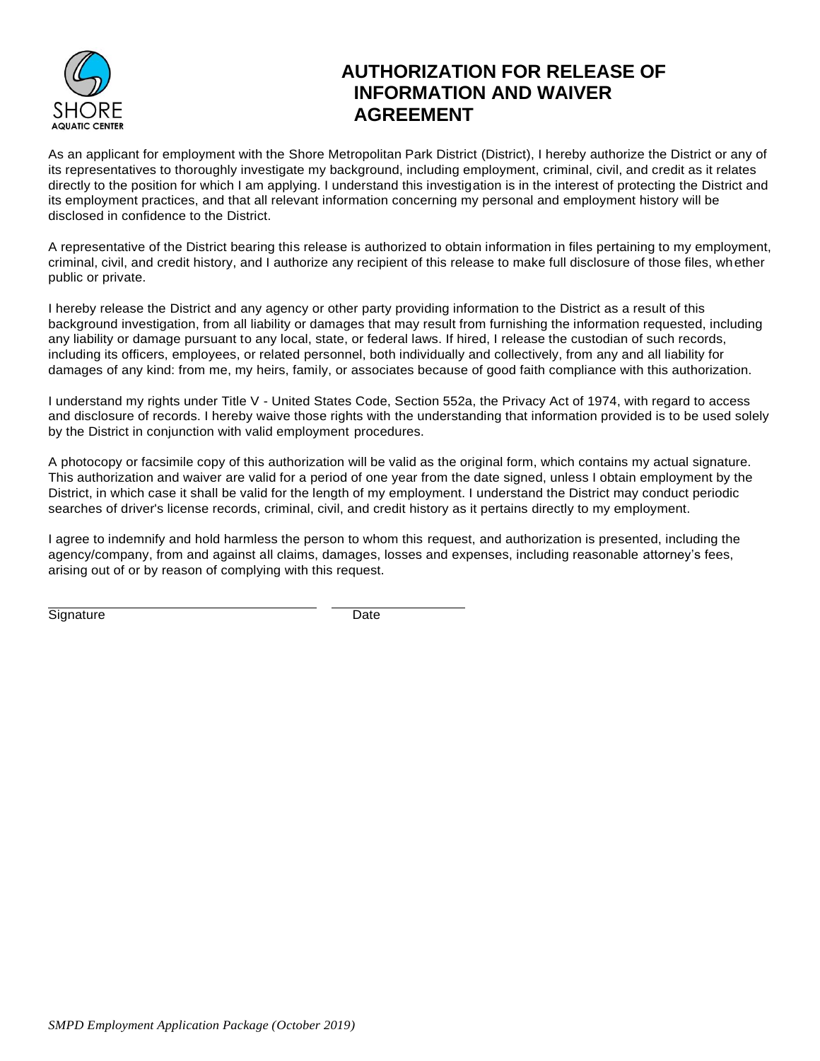SHORE
AQUATIC CENTER

# AUTHORIZATION FOR RELEASE OF INFORMATION AND WAIVER AGREEMENT

As an applicant for employment with the Shore Metropolitan Park District (District), I hereby authorize the District or any of its representatives to thoroughly investigate my background, including employment, criminal, civil, and credit as it relates directly to the position for which I am applying. I understand this investigation is in the interest of protecting the District and its employment practices, and that all relevant information concerning my personal and employment history will be disclosed in confidence to the District.

A representative of the District bearing this release is authorized to obtain information in files pertaining to my employment, criminal, civil, and credit history, and I authorize any recipient of this release to make full disclosure of those files, whether public or private.

I hereby release the District and any agency or other party providing information to the District as a result of this background investigation, from all liability or damages that may result from furnishing the information requested, including any liability or damage pursuant to any local, state, or federal laws. If hired, I release the custodian of such records, including its officers, employees, or related personnel, both individually and collectively, from any and all liability for damages of any kind: from me, my heirs, family, or associates because of good faith compliance with this authorization.

I understand my rights under Title V - United States Code, Section 552a, the Privacy Act of 1974, with regard to access and disclosure of records. I hereby waive those rights with the understanding that information provided is to be used solely by the District in conjunction with valid employment procedures.

A photocopy or facsimile copy of this authorization will be valid as the original form, which contains my actual signature. This authorization and waiver are valid for a period of one year from the date signed, unless I obtain employment by the District, in which case it shall be valid for the length of my employment. I understand the District may conduct periodic searches of driver's license records, criminal, civil, and credit history as it pertains directly to my employment.

I agree to indemnify and hold harmless the person to whom this request, and authorization is presented, including the agency/company, from and against all claims, damages, losses and expenses, including reasonable attorney's fees, arising out of or by reason of complying with this request.

\_\_\_\_\_\_\_\_\_\_\_\_\_\_\_\_\_\_\_\_\_\_\_\_\_\_\_\_\_\_\_\_\_\_\_\_ \_\_\_\_\_\_\_\_\_\_\_\_\_\_\_\_\_\_

Signature Date

*SMPD Employment Application Package (October 2019)*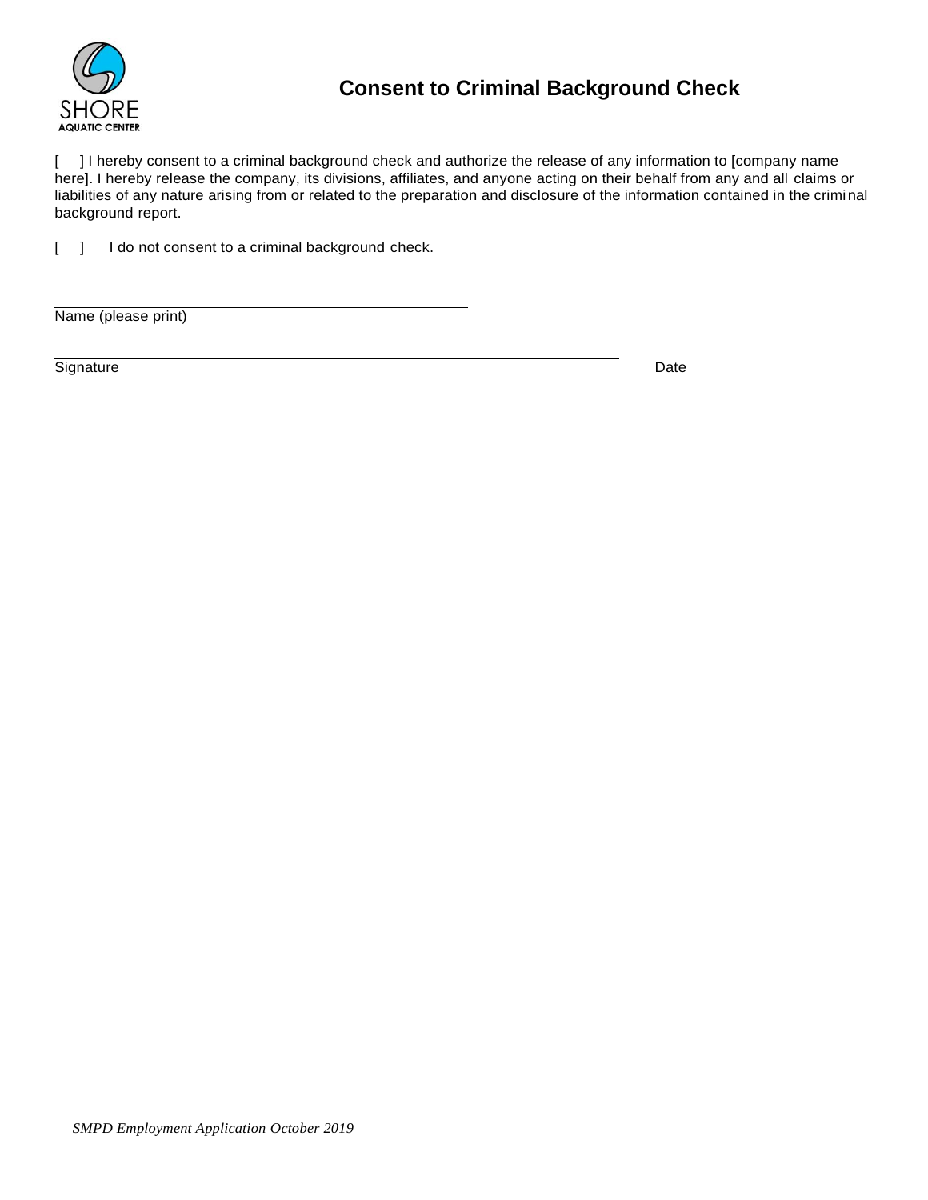SHORE
AQUATIC CENTER

# Consent to Criminal Background Check

[ ] I hereby consent to a criminal background check and authorize the release of any information to [company name here]. I hereby release the company, its divisions, affiliates, and anyone acting on their behalf from any and all claims or liabilities of any nature arising from or related to the preparation and disclosure of the information contained in the criminal background report.

[ ] I do not consent to a criminal background check.

______________________________________________
Name (please print)

______________________________________________________________
Signature Date

*SMPD Employment Application October 2019*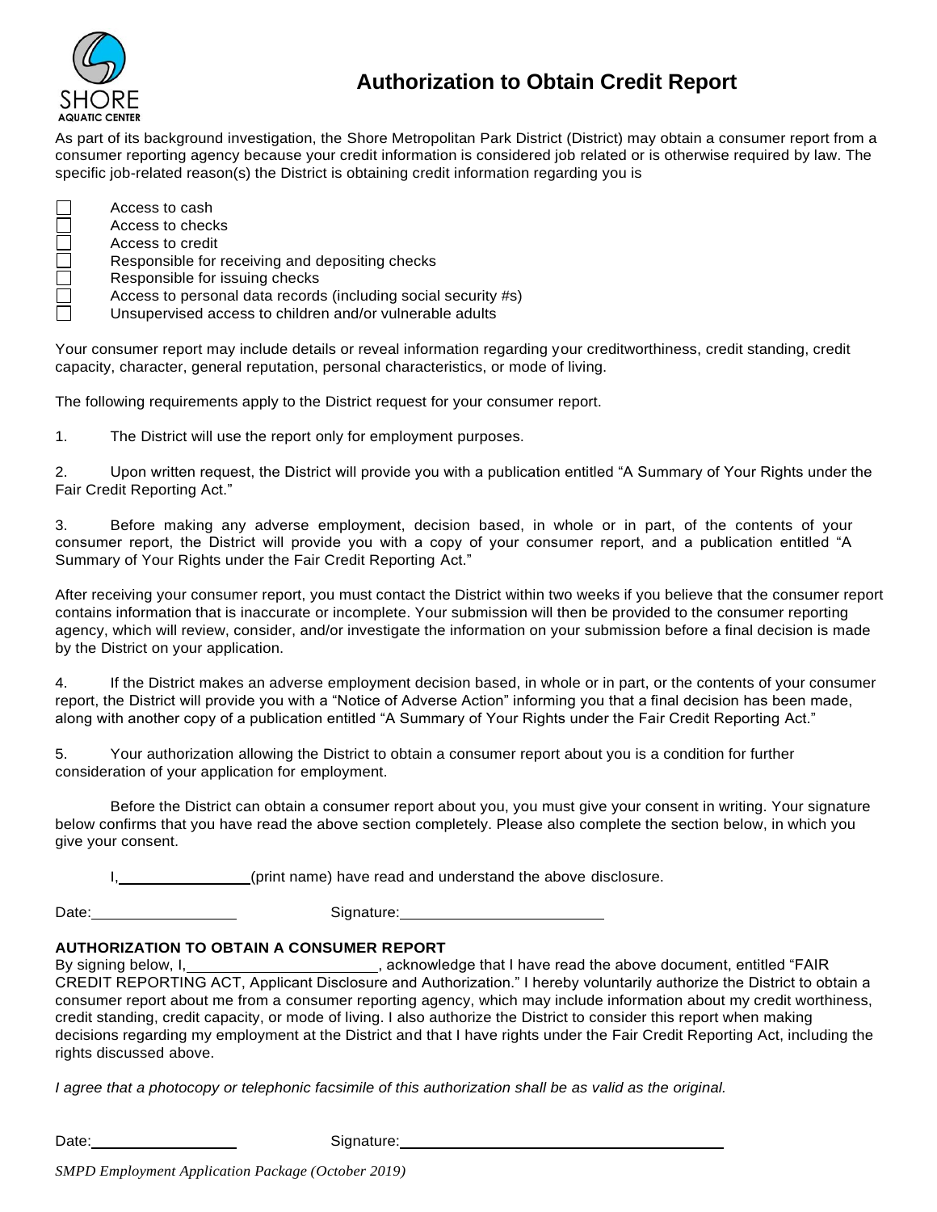# Authorization to Obtain Credit Report

As part of its background investigation, the Shore Metropolitan Park District (District) may obtain a consumer report from a consumer reporting agency because your credit information is considered job related or is otherwise required by law. The specific job-related reason(s) the District is obtaining credit information regarding you is

- ☐ Access to cash
- ☐ Access to checks
- ☐ Access to credit
- ☐ Responsible for receiving and depositing checks
- ☐ Responsible for issuing checks
- ☐ Access to personal data records (including social security #s)
- ☐ Unsupervised access to children and/or vulnerable adults

Your consumer report may include details or reveal information regarding your creditworthiness, credit standing, credit capacity, character, general reputation, personal characteristics, or mode of living.

The following requirements apply to the District request for your consumer report.

1. The District will use the report only for employment purposes.

2. Upon written request, the District will provide you with a publication entitled “A Summary of Your Rights under the Fair Credit Reporting Act.”

3. Before making any adverse employment, decision based, in whole or in part, of the contents of your consumer report, the District will provide you with a copy of your consumer report, and a publication entitled “A Summary of Your Rights under the Fair Credit Reporting Act.”

After receiving your consumer report, you must contact the District within two weeks if you believe that the consumer report contains information that is inaccurate or incomplete. Your submission will then be provided to the consumer reporting agency, which will review, consider, and/or investigate the information on your submission before a final decision is made by the District on your application.

4. If the District makes an adverse employment decision based, in whole or in part, or the contents of your consumer report, the District will provide you with a “Notice of Adverse Action” informing you that a final decision has been made, along with another copy of a publication entitled “A Summary of Your Rights under the Fair Credit Reporting Act.”

5. Your authorization allowing the District to obtain a consumer report about you is a condition for further consideration of your application for employment.

Before the District can obtain a consumer report about you, you must give your consent in writing. Your signature below confirms that you have read the above section completely. Please also complete the section below, in which you give your consent.

I,________________(print name) have read and understand the above disclosure.

Date:_________________ Signature:________________________

**AUTHORIZATION TO OBTAIN A CONSUMER REPORT**

By signing below, I,______________________, acknowledge that I have read the above document, entitled “FAIR CREDIT REPORTING ACT, Applicant Disclosure and Authorization.” I hereby voluntarily authorize the District to obtain a consumer report about me from a consumer reporting agency, which may include information about my credit worthiness, credit standing, credit capacity, or mode of living. I also authorize the District to consider this report when making decisions regarding my employment at the District and that I have rights under the Fair Credit Reporting Act, including the rights discussed above.

*I agree that a photocopy or telephonic facsimile of this authorization shall be as valid as the original.*

Date:_________________ Signature:________________________________________